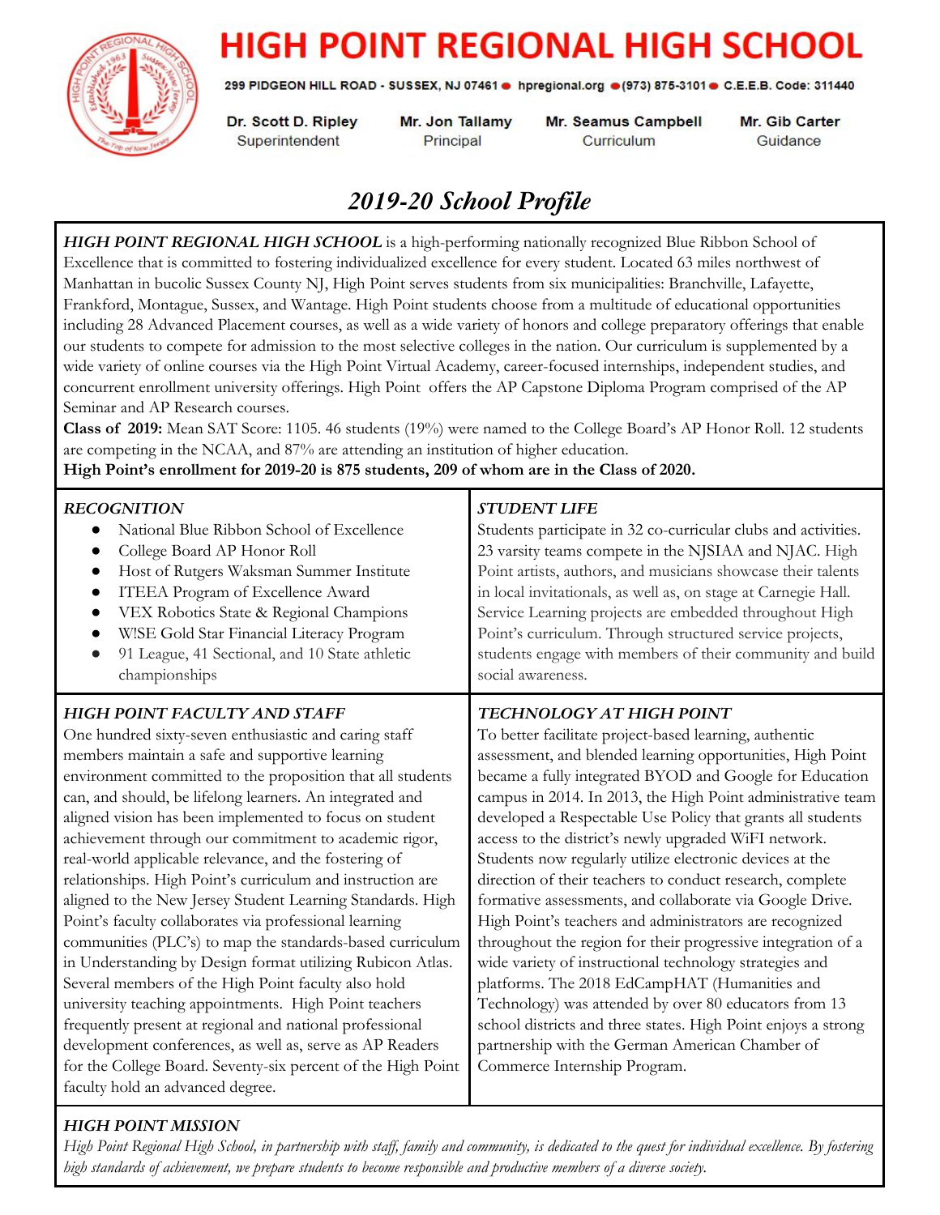# HIGH POINT REGIONAL HIGH SCHOOL

299 PIDGEON HILL ROAD - SUSSEX, NJ 07461 ● hpregional.org ● (973) 875-3101 ● C.E.E.B. Code: 311440

| Dr. Scott D. Ripley | Mr. Jon Tallamy | Mr. Seamus Campbell | Mr. Gib Carter |
|---|---|---|---|
| Superintendent | Principal | Curriculum | Guidance |

## *2019-20 School Profile*

***HIGH POINT REGIONAL HIGH SCHOOL*** is a high-performing nationally recognized Blue Ribbon School of Excellence that is committed to fostering individualized excellence for every student. Located 63 miles northwest of Manhattan in bucolic Sussex County NJ, High Point serves students from six municipalities: Branchville, Lafayette, Frankford, Montague, Sussex, and Wantage. High Point students choose from a multitude of educational opportunities including 28 Advanced Placement courses, as well as a wide variety of honors and college preparatory offerings that enable our students to compete for admission to the most selective colleges in the nation. Our curriculum is supplemented by a wide variety of online courses via the High Point Virtual Academy, career-focused internships, independent studies, and concurrent enrollment university offerings. High Point offers the AP Capstone Diploma Program comprised of the AP Seminar and AP Research courses.

**Class of 2019:** Mean SAT Score: 1105. 46 students (19%) were named to the College Board's AP Honor Roll. 12 students are competing in the NCAA, and 87% are attending an institution of higher education.

**High Point's enrollment for 2019-20 is 875 students, 209 of whom are in the Class of 2020.**

### *RECOGNITION*

- National Blue Ribbon School of Excellence
- College Board AP Honor Roll
- Host of Rutgers Waksman Summer Institute
- ITEEA Program of Excellence Award
- VEX Robotics State & Regional Champions
- W!SE Gold Star Financial Literacy Program
- 91 League, 41 Sectional, and 10 State athletic championships

### *STUDENT LIFE*

Students participate in 32 co-curricular clubs and activities. 23 varsity teams compete in the NJSIAA and NJAC. High Point artists, authors, and musicians showcase their talents in local invitationals, as well as, on stage at Carnegie Hall. Service Learning projects are embedded throughout High Point's curriculum. Through structured service projects, students engage with members of their community and build social awareness.

### *HIGH POINT FACULTY AND STAFF*

One hundred sixty-seven enthusiastic and caring staff members maintain a safe and supportive learning environment committed to the proposition that all students can, and should, be lifelong learners. An integrated and aligned vision has been implemented to focus on student achievement through our commitment to academic rigor, real-world applicable relevance, and the fostering of relationships. High Point's curriculum and instruction are aligned to the New Jersey Student Learning Standards. High Point's faculty collaborates via professional learning communities (PLC's) to map the standards-based curriculum in Understanding by Design format utilizing Rubicon Atlas. Several members of the High Point faculty also hold university teaching appointments. High Point teachers frequently present at regional and national professional development conferences, as well as, serve as AP Readers for the College Board. Seventy-six percent of the High Point faculty hold an advanced degree.

### *TECHNOLOGY AT HIGH POINT*

To better facilitate project-based learning, authentic assessment, and blended learning opportunities, High Point became a fully integrated BYOD and Google for Education campus in 2014. In 2013, the High Point administrative team developed a Respectable Use Policy that grants all students access to the district's newly upgraded WiFI network. Students now regularly utilize electronic devices at the direction of their teachers to conduct research, complete formative assessments, and collaborate via Google Drive. High Point's teachers and administrators are recognized throughout the region for their progressive integration of a wide variety of instructional technology strategies and platforms. The 2018 EdCampHAT (Humanities and Technology) was attended by over 80 educators from 13 school districts and three states. High Point enjoys a strong partnership with the German American Chamber of Commerce Internship Program.

### *HIGH POINT MISSION*

*High Point Regional High School, in partnership with staff, family and community, is dedicated to the quest for individual excellence. By fostering high standards of achievement, we prepare students to become responsible and productive members of a diverse society.*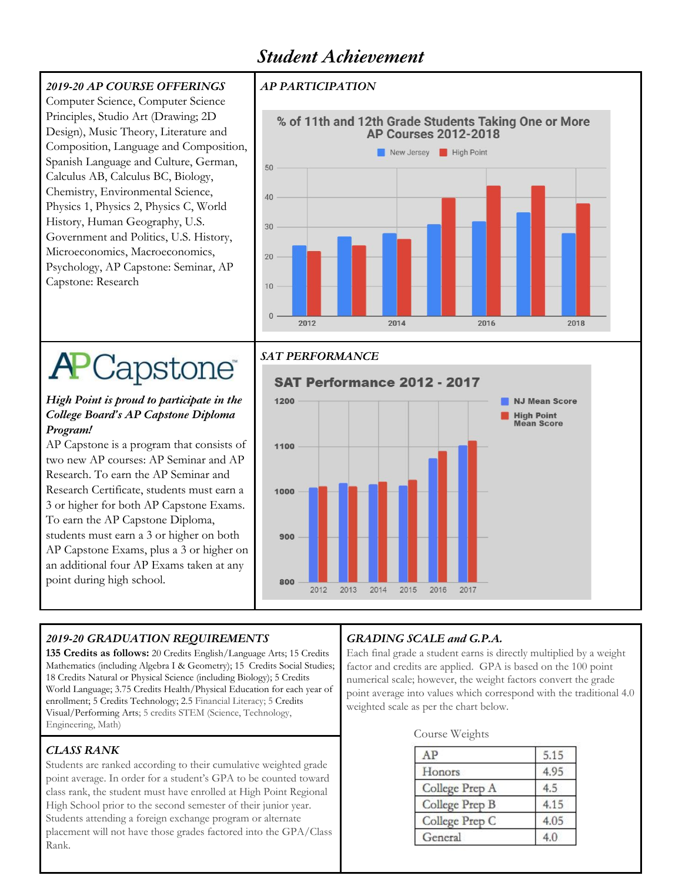# *Student Achievement*

### *2019-20 AP COURSE OFFERINGS*

Computer Science, Computer Science Principles, Studio Art (Drawing; 2D Design), Music Theory, Literature and Composition, Language and Composition, Spanish Language and Culture, German, Calculus AB, Calculus BC, Biology, Chemistry, Environmental Science, Physics 1, Physics 2, Physics C, World History, Human Geography, U.S. Government and Politics, U.S. History, Microeconomics, Macroeconomics, Psychology, AP Capstone: Seminar, AP Capstone: Research

### *AP PARTICIPATION*

**% of 11th and 12th Grade Students Taking One or More AP Courses 2012-2018**

New Jersey | High Point

### APCapstone

***High Point is proud to participate in the College Board's AP Capstone Diploma Program!***

AP Capstone is a program that consists of two new AP courses: AP Seminar and AP Research. To earn the AP Seminar and Research Certificate, students must earn a 3 or higher for both AP Capstone Exams. To earn the AP Capstone Diploma, students must earn a 3 or higher on both AP Capstone Exams, plus a 3 or higher on an additional four AP Exams taken at any point during high school.

### *SAT PERFORMANCE*

**SAT Performance 2012 - 2017**

NJ Mean Score | High Point Mean Score

### *2019-20 GRADUATION REQUIREMENTS*

**135 Credits as follows:** 20 Credits English/Language Arts; 15 Credits Mathematics (including Algebra I & Geometry); 15 Credits Social Studies; 18 Credits Natural or Physical Science (including Biology); 5 Credits World Language; 3.75 Credits Health/Physical Education for each year of enrollment; 5 Credits Technology; 2.5 Financial Literacy; 5 Credits Visual/Performing Arts; 5 credits STEM (Science, Technology, Engineering, Math)

### *CLASS RANK*

Students are ranked according to their cumulative weighted grade point average. In order for a student's GPA to be counted toward class rank, the student must have enrolled at High Point Regional High School prior to the second semester of their junior year. Students attending a foreign exchange program or alternate placement will not have those grades factored into the GPA/Class Rank.

### *GRADING SCALE and G.P.A.*

Each final grade a student earns is directly multiplied by a weight factor and credits are applied. GPA is based on the 100 point numerical scale; however, the weight factors convert the grade point average into values which correspond with the traditional 4.0 weighted scale as per the chart below.

Course Weights

| | |
|---|---|
| AP | 5.15 |
| Honors | 4.95 |
| College Prep A | 4.5 |
| College Prep B | 4.15 |
| College Prep C | 4.05 |
| General | 4.0 |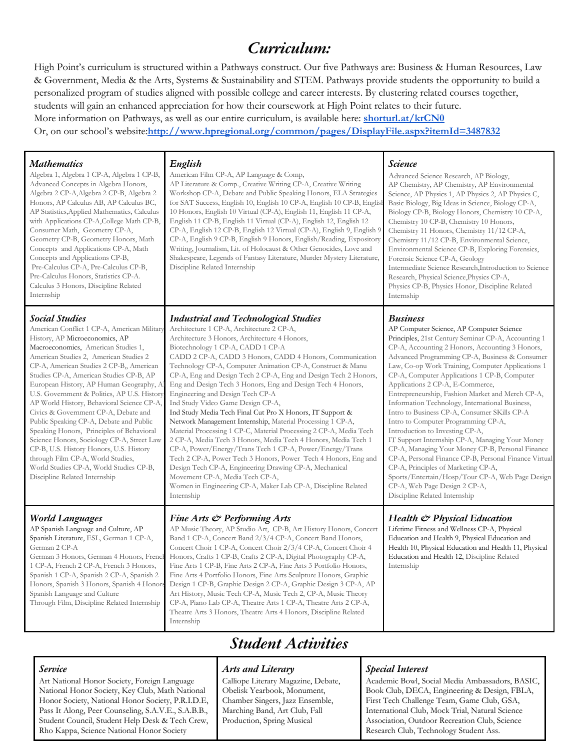# *Curriculum:*

High Point's curriculum is structured within a Pathways construct. Our five Pathways are: Business & Human Resources, Law & Government, Media & the Arts, Systems & Sustainability and STEM. Pathways provide students the opportunity to build a personalized program of studies aligned with possible college and career interests. By clustering related courses together, students will gain an enhanced appreciation for how their coursework at High Point relates to their future.
More information on Pathways, as well as our entire curriculum, is available here: **shorturl.at/krCN0**
Or, on our school's website:**http://www.hpregional.org/common/pages/DisplayFile.aspx?itemId=3487832**

| | | |
|---|---|---|
| ***Mathematics*** Algebra 1, Algebra 1 CP-A, Algebra 1 CP-B, Advanced Concepts in Algebra Honors, Algebra 2 CP-A,Algebra 2 CP-B, Algebra 2 Honors, AP Calculus AB, AP Calculus BC, AP Statistics,Applied Mathematics, Calculus with Applications CP-A,College Math CP-B, Consumer Math, Geometry CP-A, Geometry CP-B, Geometry Honors, Math Concepts and Applications CP-A, Math Concepts and Applications CP-B, Pre-Calculus CP-A, Pre-Calculus CP-B, Pre-Calculus Honors, Statistics CP-A. Calculus 3 Honors, Discipline Related Internship | ***English*** American Film CP-A, AP Language & Comp, AP Literature & Comp., Creative Writing CP-A, Creative Writing Workshop CP-A, Debate and Public Speaking Honors, ELA Strategies for SAT Success, English 10, English 10 CP-A, English 10 CP-B, English 10 Honors, English 10 Virtual (CP-A), English 11, English 11 CP-A, English 11 CP-B, English 11 Virtual (CP-A), English 12, English 12 CP-A, English 12 CP-B, English 12 Virtual (CP-A), English 9, English 9 CP-A, English 9 CP-B, English 9 Honors, English/Reading, Expository Writing, Journalism, Lit. of Holocaust & Other Genocides, Love and Shakespeare, Legends of Fantasy Literature, Murder Mystery Literature, Discipline Related Internship | ***Science*** Advanced Science Research, AP Biology, AP Chemistry, AP Chemistry, AP Environmental Science, AP Physics 1, AP Physics 2, AP Physics C, Basic Biology, Big Ideas in Science, Biology CP-A, Biology CP-B, Biology Honors, Chemistry 10 CP-A, Chemistry 10 CP-B, Chemistry 10 Honors, Chemistry 11 Honors, Chemistry 11/12 CP-A, Chemistry 11/12 CP-B, Environmental Science, Environmental Science CP-B, Exploring Forensics, Forensic Science CP-A, Geology Intermediate Science Research,Introduction to Science Research, Physical Science,Physics CP-A, Physics CP-B, Physics Honor, Discipline Related Internship |
| ***Social Studies*** American Conflict 1 CP-A, American Military History, AP Microeconomics, AP Macroeconomics, American Studies 1, American Studies 2, American Studies 2 CP-A, American Studies 2 CP-B,, American Studies CP-A, American Studies CP-B, AP European History, AP Human Geography, AP U.S. Government & Politics, AP U.S. History AP World History, Behavioral Science CP-A, Civics & Government CP-A, Debate and Public Speaking CP-A, Debate and Public Speaking Honors, Principles of Behavioral Science Honors, Sociology CP-A, Street Law CP-B, U.S. History Honors, U.S. History through Film CP-A, World Studies, World Studies CP-A, World Studies CP-B, Discipline Related Internship | ***Industrial and Technological Studies*** Architecture 1 CP-A, Architecture 2 CP-A, Architecture 3 Honors, Architecture 4 Honors, Biotechnology 1 CP-A, CADD 1 CP-A CADD 2 CP-A, CADD 3 Honors, CADD 4 Honors, Communication Technology CP-A, Computer Animation CP-A, Construct & Manu CP-A, Eng and Design Tech 2 CP-A, Eng and Design Tech 2 Honors, Eng and Design Tech 3 Honors, Eng and Design Tech 4 Honors, Engineering and Design Tech CP-A Ind Study Video Game Design CP-A, Ind Study Media Tech Final Cut Pro X Honors, IT Support & Network Management Internship, Material Processing 1 CP-A, Material Processing 1 CP-C, Material Processing 2 CP-A, Media Tech 2 CP-A, Media Tech 3 Honors, Media Tech 4 Honors, Media Tech 1 CP-A, Power/Energy/Trans Tech 1 CP-A, Power/Energy/Trans Tech 2 CP-A, Power Tech 3 Honors, Power Tech 4 Honors, Eng and Design Tech CP-A, Engineering Drawing CP-A, Mechanical Movement CP-A, Media Tech CP-A, Women in Engineering CP-A, Maker Lab CP-A, Discipline Related Internship | ***Business*** AP Computer Science, AP Computer Science Principles, 21st Century Seminar CP-A, Accounting 1 CP-A, Accounting 2 Honors, Accounting 3 Honors, Advanced Programming CP-A, Business & Consumer Law, Co-op Work Training, Computer Applications 1 CP-A, Computer Applications 1 CP-B, Computer Applications 2 CP-A, E-Commerce, Entrepreneurship, Fashion Market and Merch CP-A, Information Technology, International Business, Intro to Business CP-A, Consumer SKills CP-A Intro to Computer Programming CP-A, Introduction to Investing CP-A, IT Support Internship CP-A, Managing Your Money CP-A, Managing Your Money CP-B, Personal Finance CP-A, Personal Finance CP-B, Personal Finance Virtual CP-A, Principles of Marketing CP-A, Sports/Entertain/Hosp/Tour CP-A, Web Page Design CP-A, Web Page Design 2 CP-A, Discipline Related Internship |
| ***World Languages*** AP Spanish Language and Culture, AP Spanish Literature, ESL, German 1 CP-A, German 2 CP-A German 3 Honors, German 4 Honors, French 1 CP-A, French 2 CP-A, French 3 Honors, Spanish 1 CP-A, Spanish 2 CP-A, Spanish 2 Honors, Spanish 3 Honors, Spanish 4 Honors Spanish Language and Culture Through Film, Discipline Related Internship | ***Fine Arts & Performing Arts*** AP Music Theory, AP Studio Art, CP-B, Art History Honors, Concert Band 1 CP-A, Concert Band 2/3/4 CP-A, Concert Band Honors, Concert Choir 1 CP-A, Concert Choir 2/3/4 CP-A, Concert Choir 4 Honors, Crafts 1 CP-B, Crafts 2 CP-A, Digital Photography CP-A, Fine Arts 1 CP-B, Fine Arts 2 CP-A, Fine Arts 3 Portfolio Honors, Fine Arts 4 Portfolio Honors, Fine Arts Sculpture Honors, Graphic Design 1 CP-B, Graphic Design 2 CP-A, Graphic Design 3 CP-A, AP Art History, Music Tech CP-A, Music Tech 2, CP-A, Music Theory CP-A, Piano Lab CP-A, Theatre Arts 1 CP-A, Theatre Arts 2 CP-A, Theatre Arts 3 Honors, Theatre Arts 4 Honors, Discipline Related Internship | ***Health & Physical Education*** Lifetime Fitness and Wellness CP-A, Physical Education and Health 9, Physical Education and Health 10, Physical Education and Health 11, Physical Education and Health 12, Discipline Related Internship |

# *Student Activities*

| | | |
|---|---|---|
| ***Service*** Art National Honor Society, Foreign Language National Honor Society, Key Club, Math National Honor Society, National Honor Society, P.R.I.D.E, Pass It Along, Peer Counseling, S.A.V.E., S.A.B.B., Student Council, Student Help Desk & Tech Crew, Rho Kappa, Science National Honor Society | ***Arts and Literary*** Calliope Literary Magazine, Debate, Obelisk Yearbook, Monument, Chamber Singers, Jazz Ensemble, Marching Band, Art Club, Fall Production, Spring Musical | ***Special Interest*** Academic Bowl, Social Media Ambassadors, BASIC, Book Club, DECA, Engineering & Design, FBLA, First Tech Challenge Team, Game Club, GSA, International Club, Mock Trial, Natural Science Association, Outdoor Recreation Club, Science Research Club, Technology Student Ass. |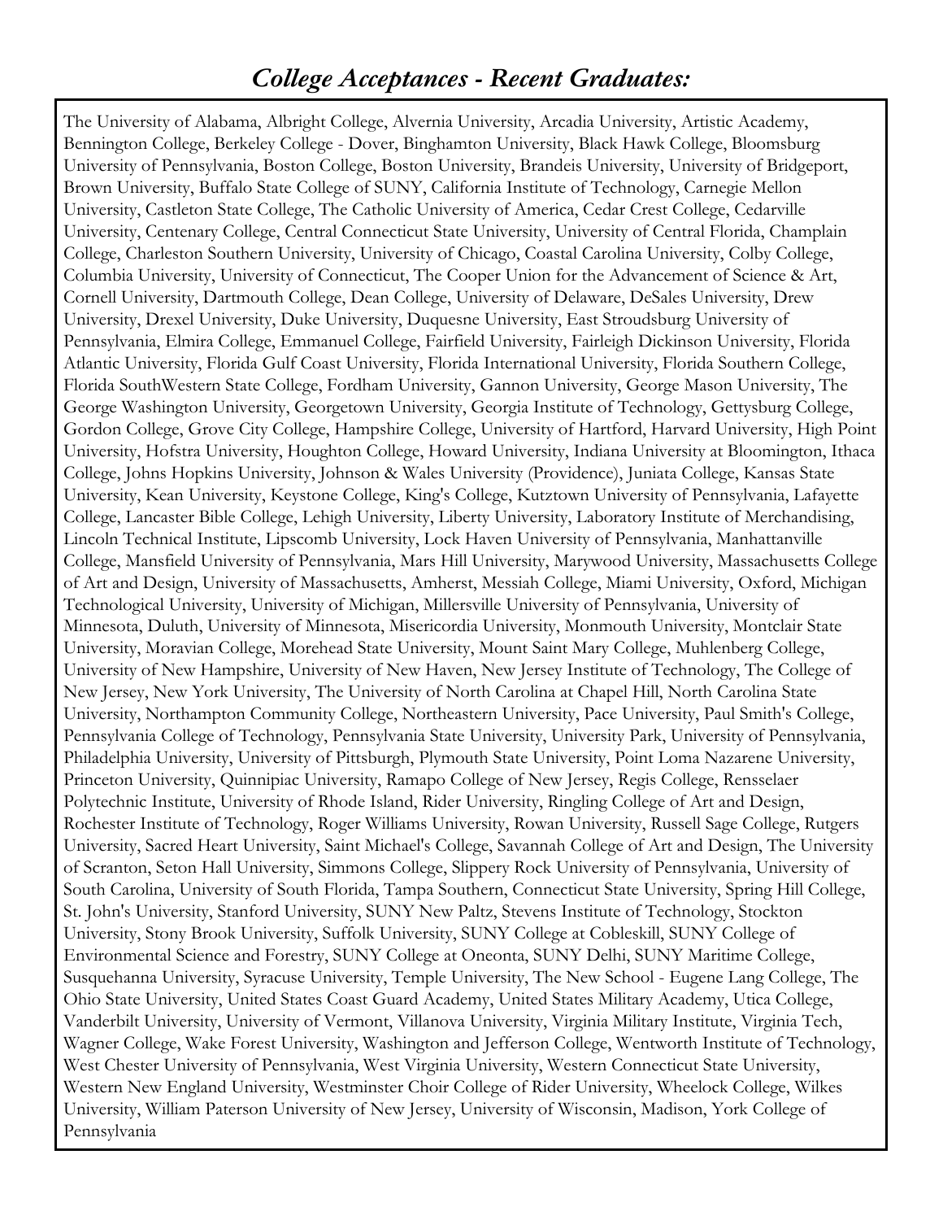## *College Acceptances - Recent Graduates:*

The University of Alabama, Albright College, Alvernia University, Arcadia University, Artistic Academy, Bennington College, Berkeley College - Dover, Binghamton University, Black Hawk College, Bloomsburg University of Pennsylvania, Boston College, Boston University, Brandeis University, University of Bridgeport, Brown University, Buffalo State College of SUNY, California Institute of Technology, Carnegie Mellon University, Castleton State College, The Catholic University of America, Cedar Crest College, Cedarville University, Centenary College, Central Connecticut State University, University of Central Florida, Champlain College, Charleston Southern University, University of Chicago, Coastal Carolina University, Colby College, Columbia University, University of Connecticut, The Cooper Union for the Advancement of Science & Art, Cornell University, Dartmouth College, Dean College, University of Delaware, DeSales University, Drew University, Drexel University, Duke University, Duquesne University, East Stroudsburg University of Pennsylvania, Elmira College, Emmanuel College, Fairfield University, Fairleigh Dickinson University, Florida Atlantic University, Florida Gulf Coast University, Florida International University, Florida Southern College, Florida SouthWestern State College, Fordham University, Gannon University, George Mason University, The George Washington University, Georgetown University, Georgia Institute of Technology, Gettysburg College, Gordon College, Grove City College, Hampshire College, University of Hartford, Harvard University, High Point University, Hofstra University, Houghton College, Howard University, Indiana University at Bloomington, Ithaca College, Johns Hopkins University, Johnson & Wales University (Providence), Juniata College, Kansas State University, Kean University, Keystone College, King's College, Kutztown University of Pennsylvania, Lafayette College, Lancaster Bible College, Lehigh University, Liberty University, Laboratory Institute of Merchandising, Lincoln Technical Institute, Lipscomb University, Lock Haven University of Pennsylvania, Manhattanville College, Mansfield University of Pennsylvania, Mars Hill University, Marywood University, Massachusetts College of Art and Design, University of Massachusetts, Amherst, Messiah College, Miami University, Oxford, Michigan Technological University, University of Michigan, Millersville University of Pennsylvania, University of Minnesota, Duluth, University of Minnesota, Misericordia University, Monmouth University, Montclair State University, Moravian College, Morehead State University, Mount Saint Mary College, Muhlenberg College, University of New Hampshire, University of New Haven, New Jersey Institute of Technology, The College of New Jersey, New York University, The University of North Carolina at Chapel Hill, North Carolina State University, Northampton Community College, Northeastern University, Pace University, Paul Smith's College, Pennsylvania College of Technology, Pennsylvania State University, University Park, University of Pennsylvania, Philadelphia University, University of Pittsburgh, Plymouth State University, Point Loma Nazarene University, Princeton University, Quinnipiac University, Ramapo College of New Jersey, Regis College, Rensselaer Polytechnic Institute, University of Rhode Island, Rider University, Ringling College of Art and Design, Rochester Institute of Technology, Roger Williams University, Rowan University, Russell Sage College, Rutgers University, Sacred Heart University, Saint Michael's College, Savannah College of Art and Design, The University of Scranton, Seton Hall University, Simmons College, Slippery Rock University of Pennsylvania, University of South Carolina, University of South Florida, Tampa Southern, Connecticut State University, Spring Hill College, St. John's University, Stanford University, SUNY New Paltz, Stevens Institute of Technology, Stockton University, Stony Brook University, Suffolk University, SUNY College at Cobleskill, SUNY College of Environmental Science and Forestry, SUNY College at Oneonta, SUNY Delhi, SUNY Maritime College, Susquehanna University, Syracuse University, Temple University, The New School - Eugene Lang College, The Ohio State University, United States Coast Guard Academy, United States Military Academy, Utica College, Vanderbilt University, University of Vermont, Villanova University, Virginia Military Institute, Virginia Tech, Wagner College, Wake Forest University, Washington and Jefferson College, Wentworth Institute of Technology, West Chester University of Pennsylvania, West Virginia University, Western Connecticut State University, Western New England University, Westminster Choir College of Rider University, Wheelock College, Wilkes University, William Paterson University of New Jersey, University of Wisconsin, Madison, York College of Pennsylvania